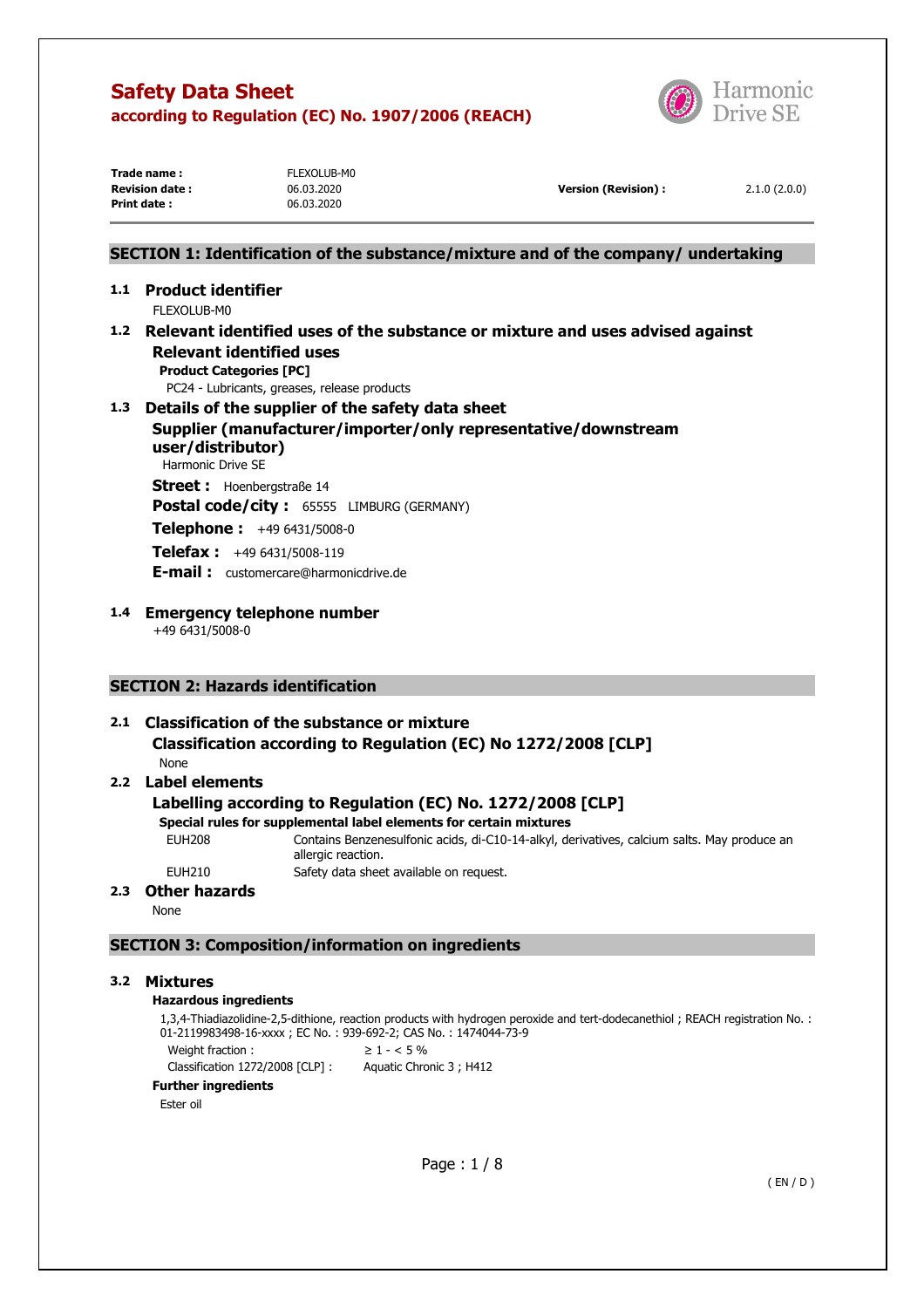# Safety Data Sheet
## according to Regulation (EC) No. 1907/2006 (REACH)

| | | | |
|---|---|---|---|
| **Trade name :** | FLEXOLUB-M0 | | |
| **Revision date :** | 06.03.2020 | **Version (Revision) :** | 2.1.0 (2.0.0) |
| **Print date :** | 06.03.2020 | | |

## SECTION 1: Identification of the substance/mixture and of the company/ undertaking

### 1.1 Product identifier

FLEXOLUB-M0

### 1.2 Relevant identified uses of the substance or mixture and uses advised against

#### Relevant identified uses

**Product Categories [PC]**

PC24 - Lubricants, greases, release products

### 1.3 Details of the supplier of the safety data sheet

#### Supplier (manufacturer/importer/only representative/downstream user/distributor)

Harmonic Drive SE

**Street :** Hoenbergstraße 14

**Postal code/city :** 65555 LIMBURG (GERMANY)

**Telephone :** +49 6431/5008-0

**Telefax :** +49 6431/5008-119

**E-mail :** customercare@harmonicdrive.de

### 1.4 Emergency telephone number

+49 6431/5008-0

## SECTION 2: Hazards identification

### 2.1 Classification of the substance or mixture

#### Classification according to Regulation (EC) No 1272/2008 [CLP]

None

### 2.2 Label elements

#### Labelling according to Regulation (EC) No. 1272/2008 [CLP]

**Special rules for supplemental label elements for certain mixtures**

| | |
|---|---|
| EUH208 | Contains Benzenesulfonic acids, di-C10-14-alkyl, derivatives, calcium salts. May produce an allergic reaction. |
| EUH210 | Safety data sheet available on request. |

### 2.3 Other hazards

None

## SECTION 3: Composition/information on ingredients

### 3.2 Mixtures

**Hazardous ingredients**

1,3,4-Thiadiazolidine-2,5-dithione, reaction products with hydrogen peroxide and tert-dodecanethiol ; REACH registration No. : 01-2119983498-16-xxxx ; EC No. : 939-692-2; CAS No. : 1474044-73-9

| | |
|---|---|
| Weight fraction : | ≥ 1 - < 5 % |
| Classification 1272/2008 [CLP] : | Aquatic Chronic 3 ; H412 |

**Further ingredients**

Ester oil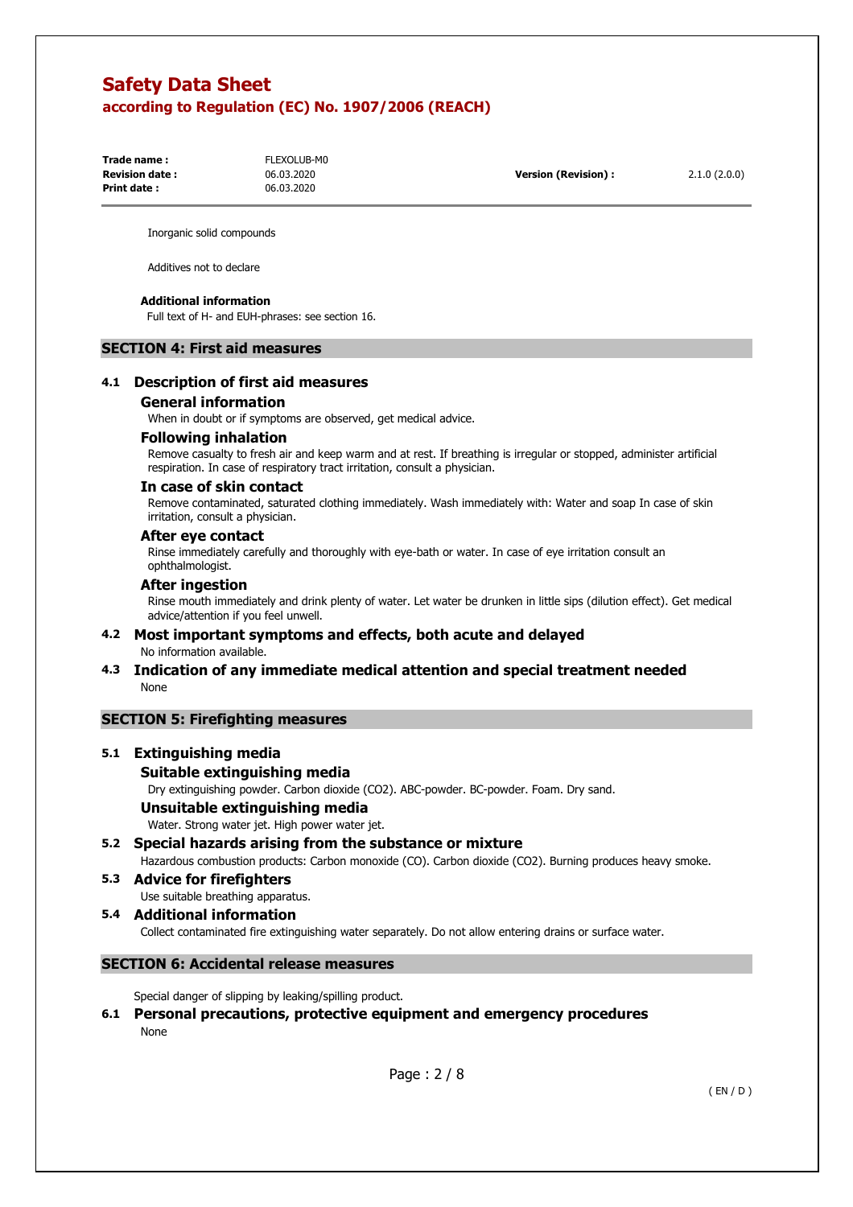Inorganic solid compounds

Additives not to declare

**Additional information**

Full text of H- and EUH-phrases: see section 16.

## SECTION 4: First aid measures

### 4.1 Description of first aid measures

#### General information

When in doubt or if symptoms are observed, get medical advice.

#### Following inhalation

Remove casualty to fresh air and keep warm and at rest. If breathing is irregular or stopped, administer artificial respiration. In case of respiratory tract irritation, consult a physician.

#### In case of skin contact

Remove contaminated, saturated clothing immediately. Wash immediately with: Water and soap In case of skin irritation, consult a physician.

#### After eye contact

Rinse immediately carefully and thoroughly with eye-bath or water. In case of eye irritation consult an ophthalmologist.

#### After ingestion

Rinse mouth immediately and drink plenty of water. Let water be drunken in little sips (dilution effect). Get medical advice/attention if you feel unwell.

### 4.2 Most important symptoms and effects, both acute and delayed

No information available.

### 4.3 Indication of any immediate medical attention and special treatment needed

None

## SECTION 5: Firefighting measures

### 5.1 Extinguishing media

#### Suitable extinguishing media

Dry extinguishing powder. Carbon dioxide ($CO_2$). ABC-powder. BC-powder. Foam. Dry sand.

#### Unsuitable extinguishing media

Water. Strong water jet. High power water jet.

### 5.2 Special hazards arising from the substance or mixture

Hazardous combustion products: Carbon monoxide (CO). Carbon dioxide ($CO_2$). Burning produces heavy smoke.

### 5.3 Advice for firefighters

Use suitable breathing apparatus.

### 5.4 Additional information

Collect contaminated fire extinguishing water separately. Do not allow entering drains or surface water.

## SECTION 6: Accidental release measures

Special danger of slipping by leaking/spilling product.

### 6.1 Personal precautions, protective equipment and emergency procedures

None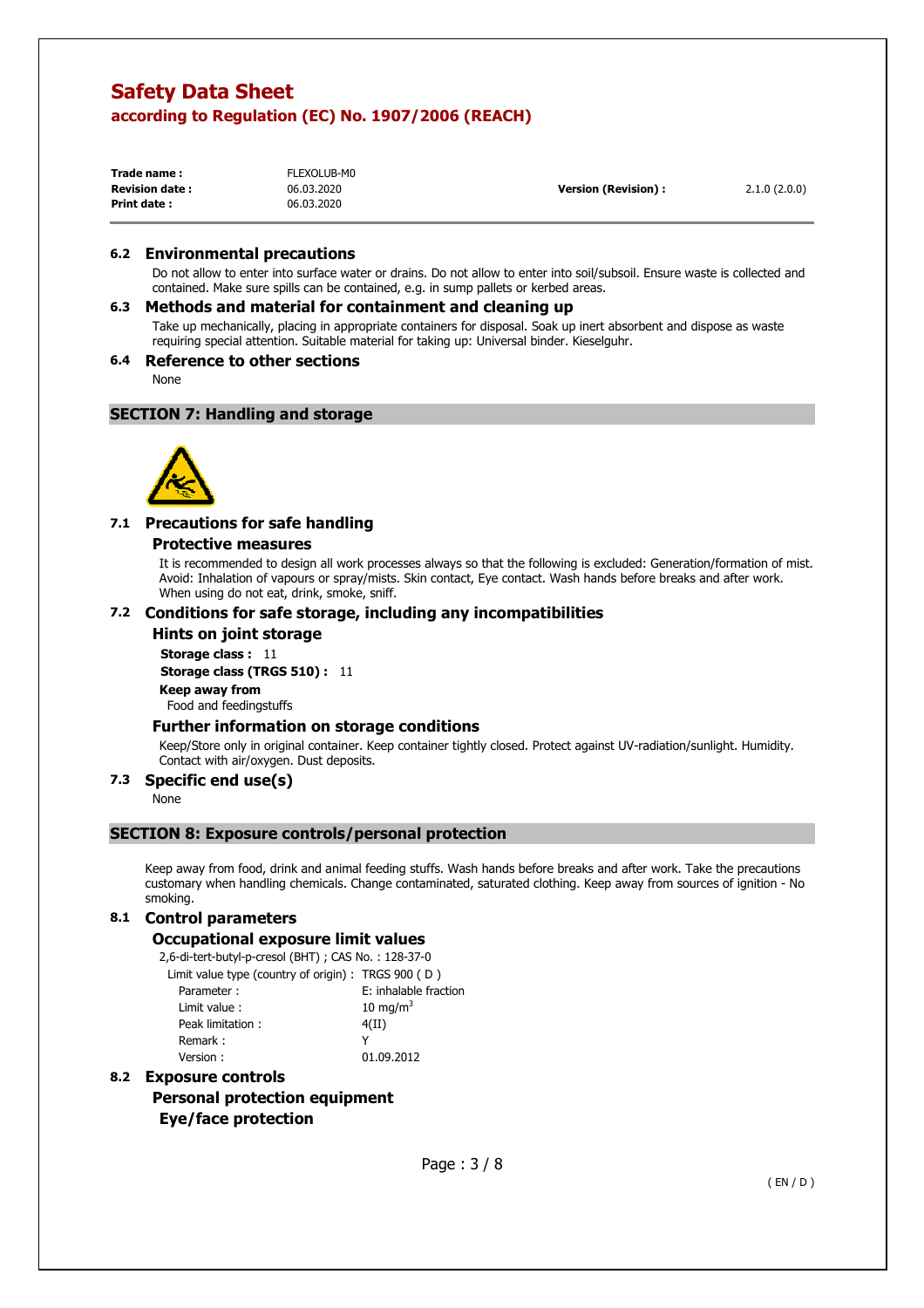### 6.2 Environmental precautions

Do not allow to enter into surface water or drains. Do not allow to enter into soil/subsoil. Ensure waste is collected and contained. Make sure spills can be contained, e.g. in sump pallets or kerbed areas.

### 6.3 Methods and material for containment and cleaning up

Take up mechanically, placing in appropriate containers for disposal. Soak up inert absorbent and dispose as waste requiring special attention. Suitable material for taking up: Universal binder. Kieselguhr.

### 6.4 Reference to other sections

None

## SECTION 7: Handling and storage

### 7.1 Precautions for safe handling

#### Protective measures

It is recommended to design all work processes always so that the following is excluded: Generation/formation of mist. Avoid: Inhalation of vapours or spray/mists. Skin contact, Eye contact. Wash hands before breaks and after work. When using do not eat, drink, smoke, sniff.

### 7.2 Conditions for safe storage, including any incompatibilities

#### Hints on joint storage

**Storage class :** 11

**Storage class (TRGS 510) :** 11

**Keep away from**

Food and feedingstuffs

#### Further information on storage conditions

Keep/Store only in original container. Keep container tightly closed. Protect against UV-radiation/sunlight. Humidity. Contact with air/oxygen. Dust deposits.

### 7.3 Specific end use(s)

None

## SECTION 8: Exposure controls/personal protection

Keep away from food, drink and animal feeding stuffs. Wash hands before breaks and after work. Take the precautions customary when handling chemicals. Change contaminated, saturated clothing. Keep away from sources of ignition - No smoking.

### 8.1 Control parameters

#### Occupational exposure limit values

2,6-di-tert-butyl-p-cresol (BHT) ; CAS No. : 128-37-0

| Limit value type (country of origin) : | TRGS 900 ( D ) |
|---|---|
| Parameter : | E: inhalable fraction |
| Limit value : | 10 mg/m$^3$ |
| Peak limitation : | 4(II) |
| Remark : | Y |
| Version : | 01.09.2012 |

### 8.2 Exposure controls

#### Personal protection equipment

**Eye/face protection**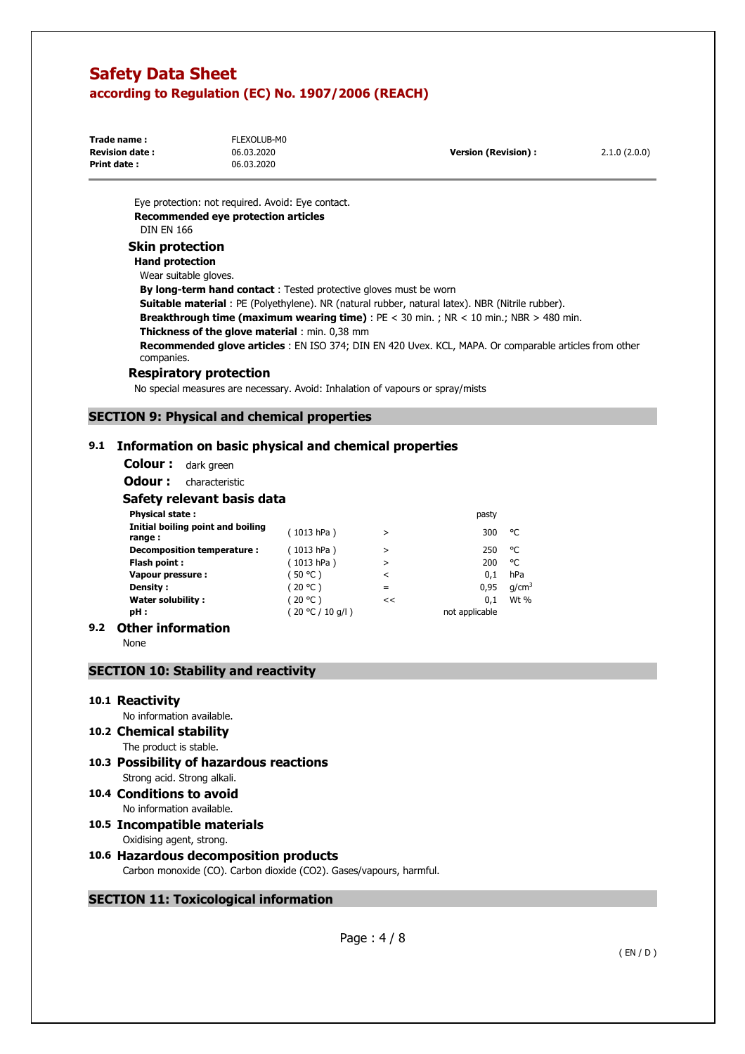Eye protection: not required. Avoid: Eye contact.

**Recommended eye protection articles**

DIN EN 166

### Skin protection

**Hand protection**

Wear suitable gloves.

**By long-term hand contact** : Tested protective gloves must be worn

**Suitable material** : PE (Polyethylene). NR (natural rubber, natural latex). NBR (Nitrile rubber).

**Breakthrough time (maximum wearing time)** : PE < 30 min. ; NR < 10 min.; NBR > 480 min.

**Thickness of the glove material** : min. 0,38 mm

**Recommended glove articles** : EN ISO 374; DIN EN 420 Uvex. KCL, MAPA. Or comparable articles from other companies.

### Respiratory protection

No special measures are necessary. Avoid: Inhalation of vapours or spray/mists

## SECTION 9: Physical and chemical properties

### 9.1 Information on basic physical and chemical properties

**Colour :** dark green

**Odour :** characteristic

**Safety relevant basis data**

| | | | | |
|---|---|---|---|---|
| **Physical state :** | | | pasty | |
| **Initial boiling point and boiling range :** | ( 1013 hPa ) | > | 300 | °C |
| **Decomposition temperature :** | ( 1013 hPa ) | > | 250 | °C |
| **Flash point :** | ( 1013 hPa ) | > | 200 | °C |
| **Vapour pressure :** | ( 50 °C ) | < | 0,1 | hPa |
| **Density :** | ( 20 °C ) | = | 0,95 | $g/cm^3$ |
| **Water solubility :** | ( 20 °C ) | << | 0,1 | Wt % |
| **pH :** | ( 20 °C / 10 g/l ) | | not applicable | |

### 9.2 Other information

None

## SECTION 10: Stability and reactivity

### 10.1 Reactivity

No information available.

### 10.2 Chemical stability

The product is stable.

### 10.3 Possibility of hazardous reactions

Strong acid. Strong alkali.

### 10.4 Conditions to avoid

No information available.

### 10.5 Incompatible materials

Oxidising agent, strong.

### 10.6 Hazardous decomposition products

Carbon monoxide (CO). Carbon dioxide ($CO_2$). Gases/vapours, harmful.

## SECTION 11: Toxicological information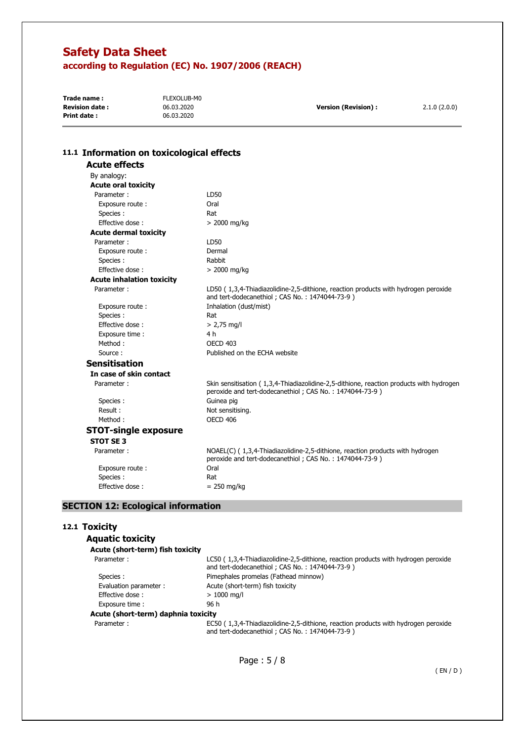## 11.1 Information on toxicological effects

### Acute effects

By analogy:

**Acute oral toxicity**

| | |
|---|---|
| Parameter : | LD50 |
| Exposure route : | Oral |
| Species : | Rat |
| Effective dose : | > 2000 mg/kg |

**Acute dermal toxicity**

| | |
|---|---|
| Parameter : | LD50 |
| Exposure route : | Dermal |
| Species : | Rabbit |
| Effective dose : | > 2000 mg/kg |

**Acute inhalation toxicity**

| | |
|---|---|
| Parameter : | LD50 ( 1,3,4-Thiadiazolidine-2,5-dithione, reaction products with hydrogen peroxide and tert-dodecanethiol ; CAS No. : 1474044-73-9 ) |
| Exposure route : | Inhalation (dust/mist) |
| Species : | Rat |
| Effective dose : | > 2,75 mg/l |
| Exposure time : | 4 h |
| Method : | OECD 403 |
| Source : | Published on the ECHA website |

### Sensitisation

**In case of skin contact**

| | |
|---|---|
| Parameter : | Skin sensitisation ( 1,3,4-Thiadiazolidine-2,5-dithione, reaction products with hydrogen peroxide and tert-dodecanethiol ; CAS No. : 1474044-73-9 ) |
| Species : | Guinea pig |
| Result : | Not sensitising. |
| Method : | OECD 406 |

### STOT-single exposure

**STOT SE 3**

| | |
|---|---|
| Parameter : | NOAEL(C) ( 1,3,4-Thiadiazolidine-2,5-dithione, reaction products with hydrogen peroxide and tert-dodecanethiol ; CAS No. : 1474044-73-9 ) |
| Exposure route : | Oral |
| Species : | Rat |
| Effective dose : | = 250 mg/kg |

## SECTION 12: Ecological information

## 12.1 Toxicity

### Aquatic toxicity

**Acute (short-term) fish toxicity**

| | |
|---|---|
| Parameter : | LC50 ( 1,3,4-Thiadiazolidine-2,5-dithione, reaction products with hydrogen peroxide and tert-dodecanethiol ; CAS No. : 1474044-73-9 ) |
| Species : | Pimephales promelas (Fathead minnow) |
| Evaluation parameter : | Acute (short-term) fish toxicity |
| Effective dose : | > 1000 mg/l |
| Exposure time : | 96 h |

**Acute (short-term) daphnia toxicity**

| | |
|---|---|
| Parameter : | EC50 ( 1,3,4-Thiadiazolidine-2,5-dithione, reaction products with hydrogen peroxide and tert-dodecanethiol ; CAS No. : 1474044-73-9 ) |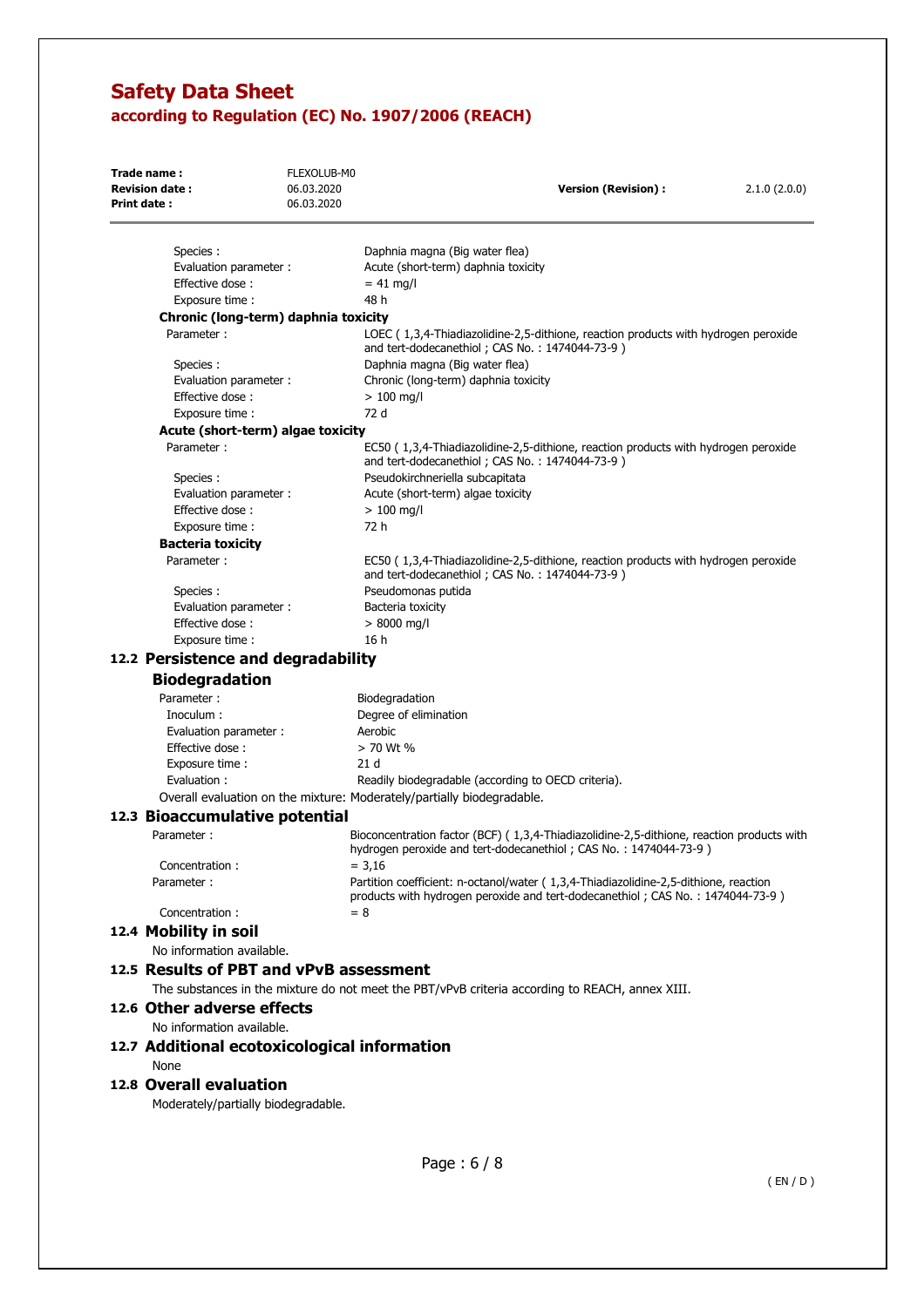| | |
|---|---|
| Species : | Daphnia magna (Big water flea) |
| Evaluation parameter : | Acute (short-term) daphnia toxicity |
| Effective dose : | = 41 mg/l |
| Exposure time : | 48 h |

**Chronic (long-term) daphnia toxicity**

| | |
|---|---|
| Parameter : | LOEC ( 1,3,4-Thiadiazolidine-2,5-dithione, reaction products with hydrogen peroxide and tert-dodecanethiol ; CAS No. : 1474044-73-9 ) |
| Species : | Daphnia magna (Big water flea) |
| Evaluation parameter : | Chronic (long-term) daphnia toxicity |
| Effective dose : | > 100 mg/l |
| Exposure time : | 72 d |

**Acute (short-term) algae toxicity**

| | |
|---|---|
| Parameter : | EC50 ( 1,3,4-Thiadiazolidine-2,5-dithione, reaction products with hydrogen peroxide and tert-dodecanethiol ; CAS No. : 1474044-73-9 ) |
| Species : | Pseudokirchneriella subcapitata |
| Evaluation parameter : | Acute (short-term) algae toxicity |
| Effective dose : | > 100 mg/l |
| Exposure time : | 72 h |

**Bacteria toxicity**

| | |
|---|---|
| Parameter : | EC50 ( 1,3,4-Thiadiazolidine-2,5-dithione, reaction products with hydrogen peroxide and tert-dodecanethiol ; CAS No. : 1474044-73-9 ) |
| Species : | Pseudomonas putida |
| Evaluation parameter : | Bacteria toxicity |
| Effective dose : | > 8000 mg/l |
| Exposure time : | 16 h |

## 12.2 Persistence and degradability

### Biodegradation

| | |
|---|---|
| Parameter : | Biodegradation |
| Inoculum : | Degree of elimination |
| Evaluation parameter : | Aerobic |
| Effective dose : | > 70 Wt % |
| Exposure time : | 21 d |
| Evaluation : | Readily biodegradable (according to OECD criteria). |

Overall evaluation on the mixture: Moderately/partially biodegradable.

## 12.3 Bioaccumulative potential

| | |
|---|---|
| Parameter : | Bioconcentration factor (BCF) ( 1,3,4-Thiadiazolidine-2,5-dithione, reaction products with hydrogen peroxide and tert-dodecanethiol ; CAS No. : 1474044-73-9 ) |
| Concentration : | = 3,16 |
| Parameter : | Partition coefficient: n-octanol/water ( 1,3,4-Thiadiazolidine-2,5-dithione, reaction products with hydrogen peroxide and tert-dodecanethiol ; CAS No. : 1474044-73-9 ) |
| Concentration : | = 8 |

## 12.4 Mobility in soil

No information available.

## 12.5 Results of PBT and vPvB assessment

The substances in the mixture do not meet the PBT/vPvB criteria according to REACH, annex XIII.

## 12.6 Other adverse effects

No information available.

## 12.7 Additional ecotoxicological information

None

## 12.8 Overall evaluation

Moderately/partially biodegradable.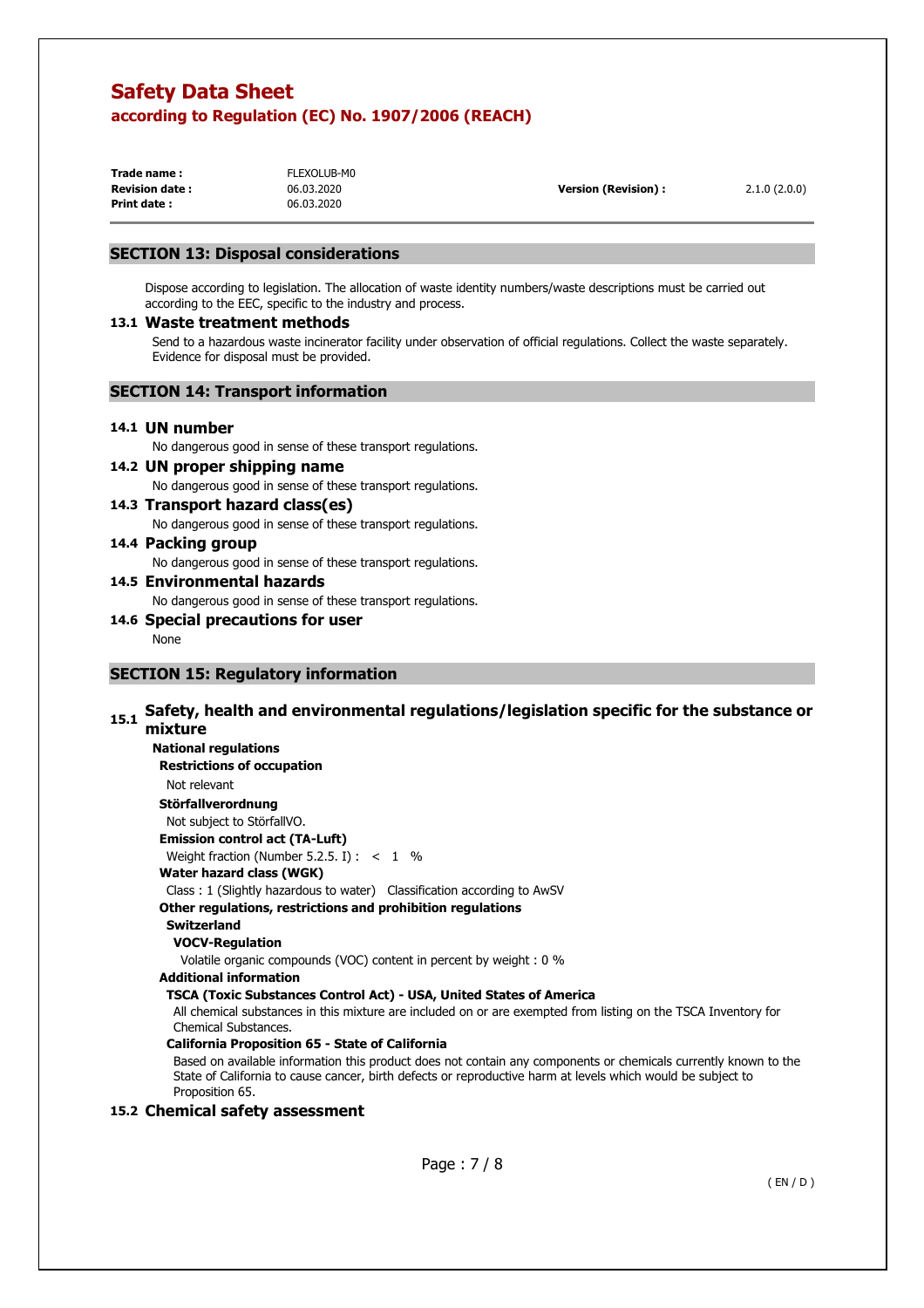## SECTION 13: Disposal considerations

Dispose according to legislation. The allocation of waste identity numbers/waste descriptions must be carried out according to the EEC, specific to the industry and process.

### 13.1 Waste treatment methods

Send to a hazardous waste incinerator facility under observation of official regulations. Collect the waste separately. Evidence for disposal must be provided.

## SECTION 14: Transport information

### 14.1 UN number

No dangerous good in sense of these transport regulations.

### 14.2 UN proper shipping name

No dangerous good in sense of these transport regulations.

### 14.3 Transport hazard class(es)

No dangerous good in sense of these transport regulations.

### 14.4 Packing group

No dangerous good in sense of these transport regulations.

### 14.5 Environmental hazards

No dangerous good in sense of these transport regulations.

### 14.6 Special precautions for user

None

## SECTION 15: Regulatory information

### 15.1 Safety, health and environmental regulations/legislation specific for the substance or mixture

**National regulations**

**Restrictions of occupation**

Not relevant

**Störfallverordnung**

Not subject to StörfallVO.

**Emission control act (TA-Luft)**

Weight fraction (Number 5.2.5. I) : < 1 %

**Water hazard class (WGK)**

Class : 1 (Slightly hazardous to water) Classification according to AwSV

**Other regulations, restrictions and prohibition regulations**

**Switzerland**

**VOCV-Regulation**

Volatile organic compounds (VOC) content in percent by weight : 0 %

**Additional information**

**TSCA (Toxic Substances Control Act) - USA, United States of America**

All chemical substances in this mixture are included on or are exempted from listing on the TSCA Inventory for Chemical Substances.

**California Proposition 65 - State of California**

Based on available information this product does not contain any components or chemicals currently known to the State of California to cause cancer, birth defects or reproductive harm at levels which would be subject to Proposition 65.

### 15.2 Chemical safety assessment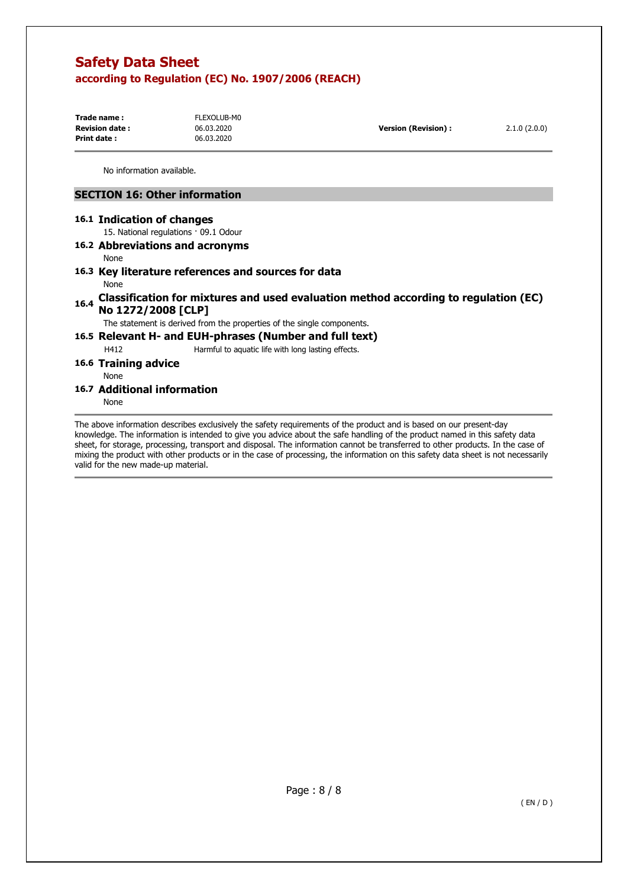No information available.

## SECTION 16: Other information

### 16.1 Indication of changes

15. National regulations · 09.1 Odour

### 16.2 Abbreviations and acronyms

None

### 16.3 Key literature references and sources for data

None

### 16.4 Classification for mixtures and used evaluation method according to regulation (EC) No 1272/2008 [CLP]

The statement is derived from the properties of the single components.

### 16.5 Relevant H- and EUH-phrases (Number and full text)

| | |
|---|---|
| H412 | Harmful to aquatic life with long lasting effects. |

### 16.6 Training advice

None

### 16.7 Additional information

None

---

The above information describes exclusively the safety requirements of the product and is based on our present-day knowledge. The information is intended to give you advice about the safe handling of the product named in this safety data sheet, for storage, processing, transport and disposal. The information cannot be transferred to other products. In the case of mixing the product with other products or in the case of processing, the information on this safety data sheet is not necessarily valid for the new made-up material.